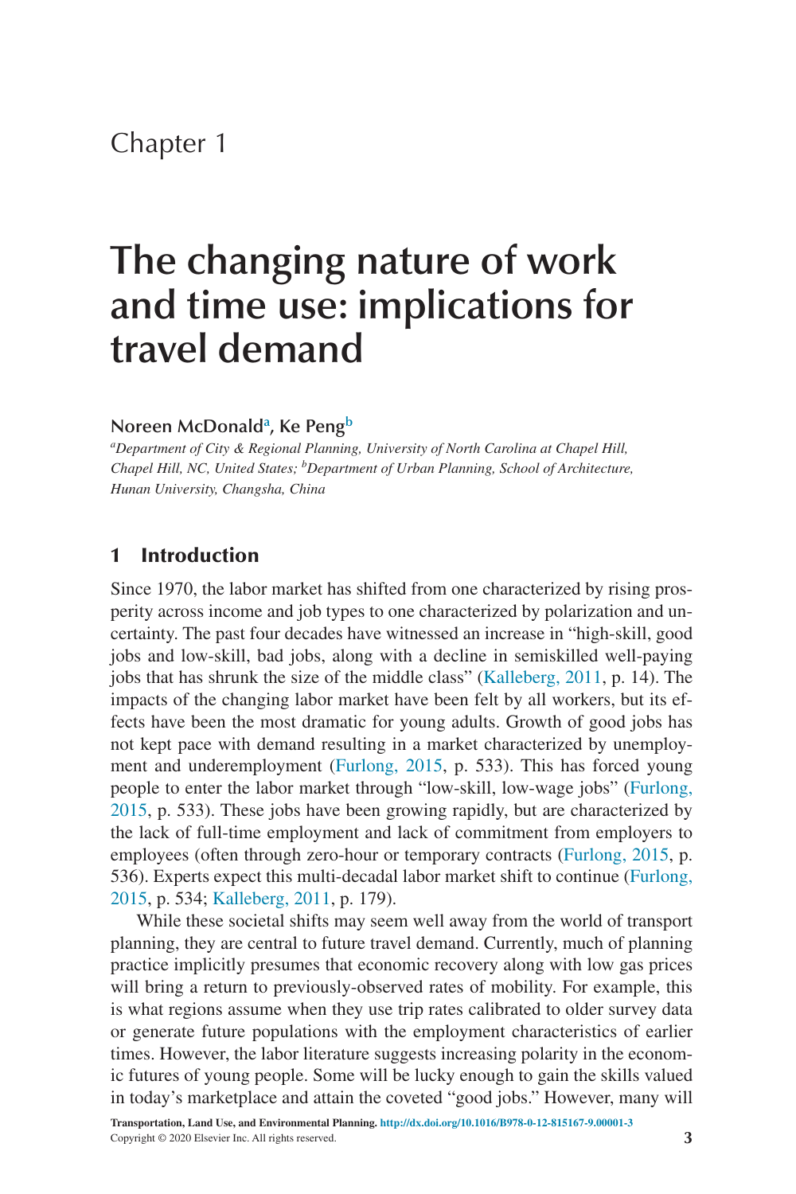Chapter 1

# The changing nature of work and time use: implications for travel demand

**Noreen McDonald[a], Ke Peng[b]**

*[a]Department of City & Regional Planning, University of North Carolina at Chapel Hill, Chapel Hill, NC, United States; [b]Department of Urban Planning, School of Architecture, Hunan University, Changsha, China*

## 1 Introduction

Since 1970, the labor market has shifted from one characterized by rising prosperity across income and job types to one characterized by polarization and uncertainty. The past four decades have witnessed an increase in "high-skill, good jobs and low-skill, bad jobs, along with a decline in semiskilled well-paying jobs that has shrunk the size of the middle class" (Kalleberg, 2011, p. 14). The impacts of the changing labor market have been felt by all workers, but its effects have been the most dramatic for young adults. Growth of good jobs has not kept pace with demand resulting in a market characterized by unemployment and underemployment (Furlong, 2015, p. 533). This has forced young people to enter the labor market through "low-skill, low-wage jobs" (Furlong, 2015, p. 533). These jobs have been growing rapidly, but are characterized by the lack of full-time employment and lack of commitment from employers to employees (often through zero-hour or temporary contracts (Furlong, 2015, p. 536). Experts expect this multi-decadal labor market shift to continue (Furlong, 2015, p. 534; Kalleberg, 2011, p. 179).

While these societal shifts may seem well away from the world of transport planning, they are central to future travel demand. Currently, much of planning practice implicitly presumes that economic recovery along with low gas prices will bring a return to previously-observed rates of mobility. For example, this is what regions assume when they use trip rates calibrated to older survey data or generate future populations with the employment characteristics of earlier times. However, the labor literature suggests increasing polarity in the economic futures of young people. Some will be lucky enough to gain the skills valued in today's marketplace and attain the coveted "good jobs." However, many will

Transportation, Land Use, and Environmental Planning. http://dx.doi.org/10.1016/B978-0-12-815167-9.00001-3
Copyright © 2020 Elsevier Inc. All rights reserved.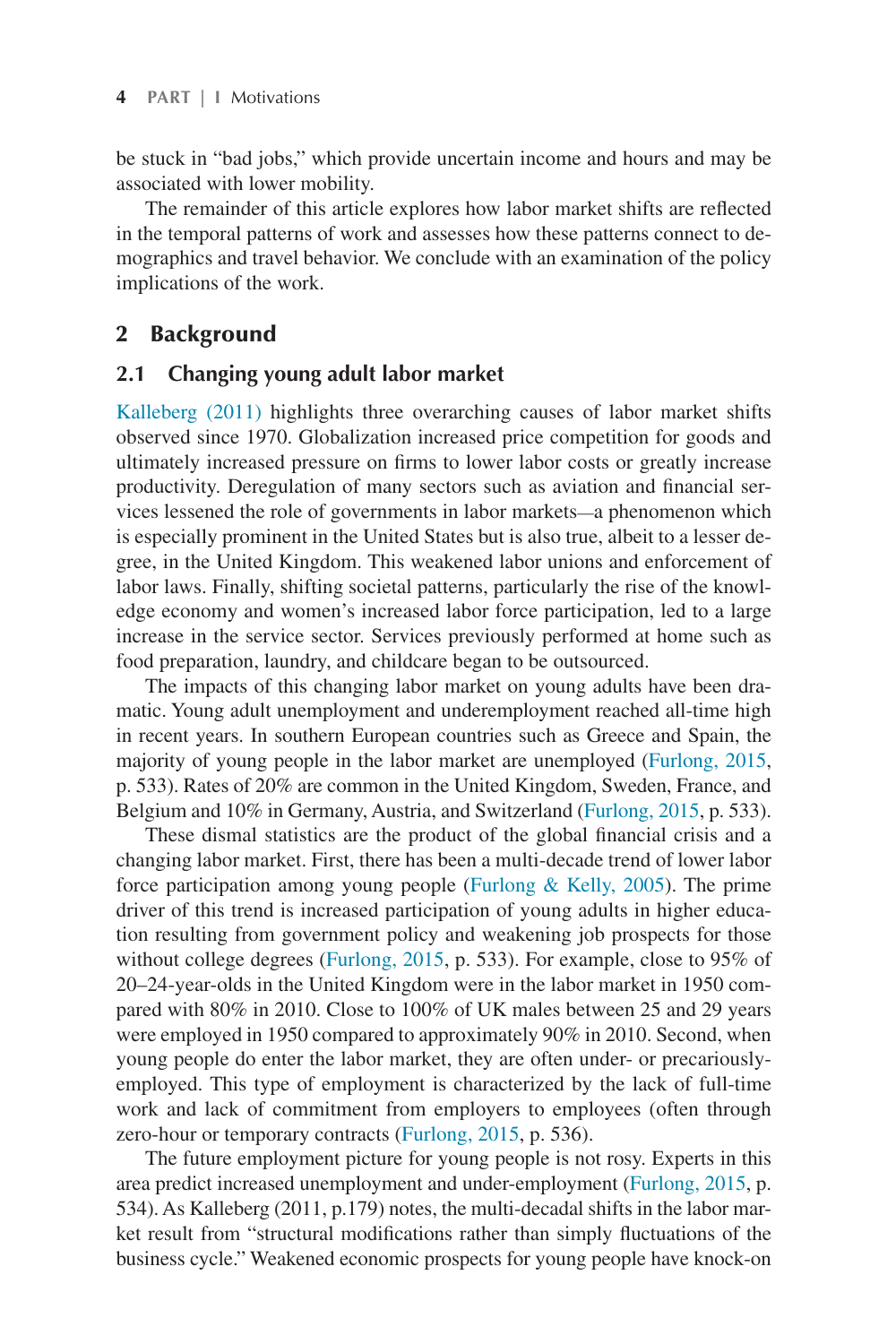be stuck in "bad jobs," which provide uncertain income and hours and may be associated with lower mobility.

The remainder of this article explores how labor market shifts are reflected in the temporal patterns of work and assesses how these patterns connect to demographics and travel behavior. We conclude with an examination of the policy implications of the work.

## 2 Background

### 2.1 Changing young adult labor market

Kalleberg (2011) highlights three overarching causes of labor market shifts observed since 1970. Globalization increased price competition for goods and ultimately increased pressure on firms to lower labor costs or greatly increase productivity. Deregulation of many sectors such as aviation and financial services lessened the role of governments in labor markets—a phenomenon which is especially prominent in the United States but is also true, albeit to a lesser degree, in the United Kingdom. This weakened labor unions and enforcement of labor laws. Finally, shifting societal patterns, particularly the rise of the knowledge economy and women's increased labor force participation, led to a large increase in the service sector. Services previously performed at home such as food preparation, laundry, and childcare began to be outsourced.

The impacts of this changing labor market on young adults have been dramatic. Young adult unemployment and underemployment reached all-time high in recent years. In southern European countries such as Greece and Spain, the majority of young people in the labor market are unemployed (Furlong, 2015, p. 533). Rates of 20% are common in the United Kingdom, Sweden, France, and Belgium and 10% in Germany, Austria, and Switzerland (Furlong, 2015, p. 533).

These dismal statistics are the product of the global financial crisis and a changing labor market. First, there has been a multi-decade trend of lower labor force participation among young people (Furlong & Kelly, 2005). The prime driver of this trend is increased participation of young adults in higher education resulting from government policy and weakening job prospects for those without college degrees (Furlong, 2015, p. 533). For example, close to 95% of 20–24-year-olds in the United Kingdom were in the labor market in 1950 compared with 80% in 2010. Close to 100% of UK males between 25 and 29 years were employed in 1950 compared to approximately 90% in 2010. Second, when young people do enter the labor market, they are often under- or precariously-employed. This type of employment is characterized by the lack of full-time work and lack of commitment from employers to employees (often through zero-hour or temporary contracts (Furlong, 2015, p. 536).

The future employment picture for young people is not rosy. Experts in this area predict increased unemployment and under-employment (Furlong, 2015, p. 534). As Kalleberg (2011, p.179) notes, the multi-decadal shifts in the labor market result from "structural modifications rather than simply fluctuations of the business cycle." Weakened economic prospects for young people have knock-on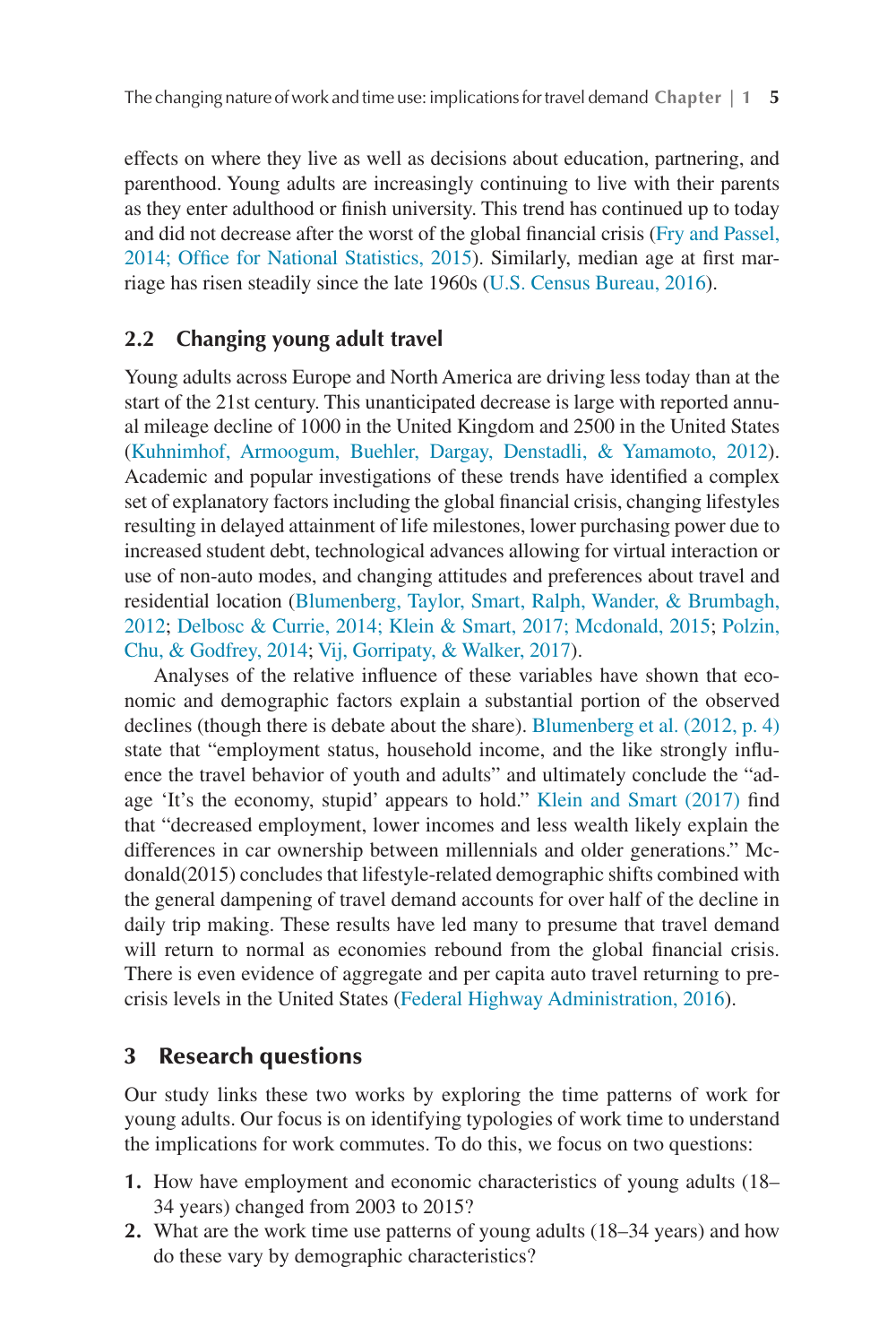effects on where they live as well as decisions about education, partnering, and parenthood. Young adults are increasingly continuing to live with their parents as they enter adulthood or finish university. This trend has continued up to today and did not decrease after the worst of the global financial crisis (Fry and Passel, 2014; Office for National Statistics, 2015). Similarly, median age at first marriage has risen steadily since the late 1960s (U.S. Census Bureau, 2016).

### 2.2 Changing young adult travel

Young adults across Europe and North America are driving less today than at the start of the 21st century. This unanticipated decrease is large with reported annual mileage decline of 1000 in the United Kingdom and 2500 in the United States (Kuhnimhof, Armoogum, Buehler, Dargay, Denstadli, & Yamamoto, 2012). Academic and popular investigations of these trends have identified a complex set of explanatory factors including the global financial crisis, changing lifestyles resulting in delayed attainment of life milestones, lower purchasing power due to increased student debt, technological advances allowing for virtual interaction or use of non-auto modes, and changing attitudes and preferences about travel and residential location (Blumenberg, Taylor, Smart, Ralph, Wander, & Brumbagh, 2012; Delbosc & Currie, 2014; Klein & Smart, 2017; Mcdonald, 2015; Polzin, Chu, & Godfrey, 2014; Vij, Gorripaty, & Walker, 2017).

Analyses of the relative influence of these variables have shown that economic and demographic factors explain a substantial portion of the observed declines (though there is debate about the share). Blumenberg et al. (2012, p. 4) state that "employment status, household income, and the like strongly influence the travel behavior of youth and adults" and ultimately conclude the "adage 'It's the economy, stupid' appears to hold." Klein and Smart (2017) find that "decreased employment, lower incomes and less wealth likely explain the differences in car ownership between millennials and older generations." Mcdonald(2015) concludes that lifestyle-related demographic shifts combined with the general dampening of travel demand accounts for over half of the decline in daily trip making. These results have led many to presume that travel demand will return to normal as economies rebound from the global financial crisis. There is even evidence of aggregate and per capita auto travel returning to pre-crisis levels in the United States (Federal Highway Administration, 2016).

## 3 Research questions

Our study links these two works by exploring the time patterns of work for young adults. Our focus is on identifying typologies of work time to understand the implications for work commutes. To do this, we focus on two questions:

1. How have employment and economic characteristics of young adults (18–34 years) changed from 2003 to 2015?
2. What are the work time use patterns of young adults (18–34 years) and how do these vary by demographic characteristics?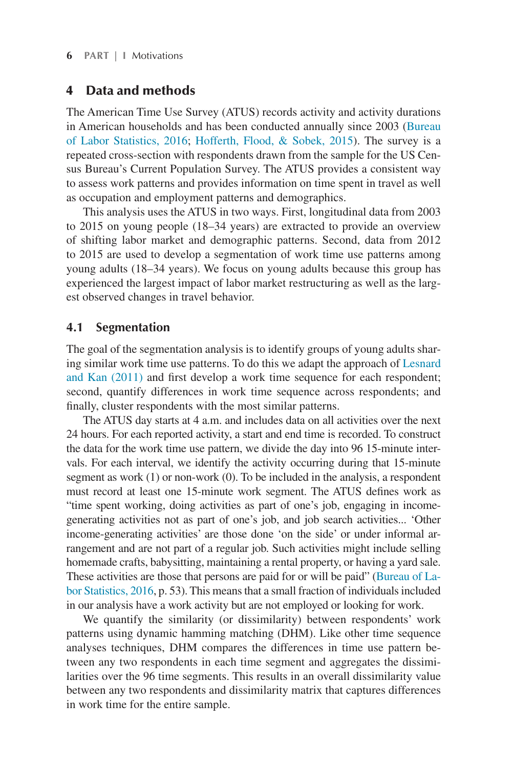## 4 Data and methods

The American Time Use Survey (ATUS) records activity and activity durations in American households and has been conducted annually since 2003 (Bureau of Labor Statistics, 2016; Hofferth, Flood, & Sobek, 2015). The survey is a repeated cross-section with respondents drawn from the sample for the US Census Bureau's Current Population Survey. The ATUS provides a consistent way to assess work patterns and provides information on time spent in travel as well as occupation and employment patterns and demographics.

This analysis uses the ATUS in two ways. First, longitudinal data from 2003 to 2015 on young people (18–34 years) are extracted to provide an overview of shifting labor market and demographic patterns. Second, data from 2012 to 2015 are used to develop a segmentation of work time use patterns among young adults (18–34 years). We focus on young adults because this group has experienced the largest impact of labor market restructuring as well as the largest observed changes in travel behavior.

### 4.1 Segmentation

The goal of the segmentation analysis is to identify groups of young adults sharing similar work time use patterns. To do this we adapt the approach of Lesnard and Kan (2011) and first develop a work time sequence for each respondent; second, quantify differences in work time sequence across respondents; and finally, cluster respondents with the most similar patterns.

The ATUS day starts at 4 a.m. and includes data on all activities over the next 24 hours. For each reported activity, a start and end time is recorded. To construct the data for the work time use pattern, we divide the day into 96 15-minute intervals. For each interval, we identify the activity occurring during that 15-minute segment as work (1) or non-work (0). To be included in the analysis, a respondent must record at least one 15-minute work segment. The ATUS defines work as "time spent working, doing activities as part of one's job, engaging in income-generating activities not as part of one's job, and job search activities... 'Other income-generating activities' are those done 'on the side' or under informal arrangement and are not part of a regular job. Such activities might include selling homemade crafts, babysitting, maintaining a rental property, or having a yard sale. These activities are those that persons are paid for or will be paid" (Bureau of Labor Statistics, 2016, p. 53). This means that a small fraction of individuals included in our analysis have a work activity but are not employed or looking for work.

We quantify the similarity (or dissimilarity) between respondents' work patterns using dynamic hamming matching (DHM). Like other time sequence analyses techniques, DHM compares the differences in time use pattern between any two respondents in each time segment and aggregates the dissimilarities over the 96 time segments. This results in an overall dissimilarity value between any two respondents and dissimilarity matrix that captures differences in work time for the entire sample.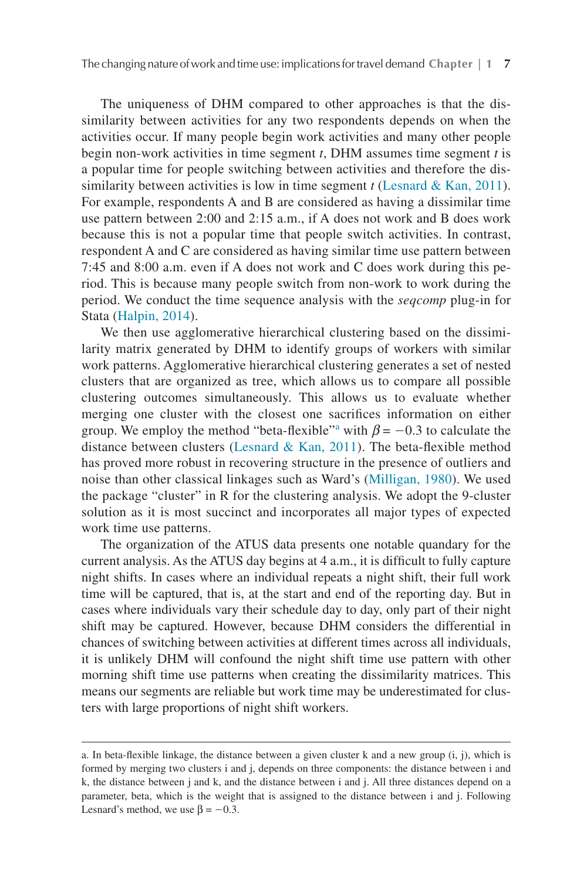The uniqueness of DHM compared to other approaches is that the dissimilarity between activities for any two respondents depends on when the activities occur. If many people begin work activities and many other people begin non-work activities in time segment $t$, DHM assumes time segment $t$ is a popular time for people switching between activities and therefore the dissimilarity between activities is low in time segment $t$ (Lesnard & Kan, 2011). For example, respondents A and B are considered as having a dissimilar time use pattern between 2:00 and 2:15 a.m., if A does not work and B does work because this is not a popular time that people switch activities. In contrast, respondent A and C are considered as having similar time use pattern between 7:45 and 8:00 a.m. even if A does not work and C does work during this period. This is because many people switch from non-work to work during the period. We conduct the time sequence analysis with the *seqcomp* plug-in for Stata (Halpin, 2014).

We then use agglomerative hierarchical clustering based on the dissimilarity matrix generated by DHM to identify groups of workers with similar work patterns. Agglomerative hierarchical clustering generates a set of nested clusters that are organized as tree, which allows us to compare all possible clustering outcomes simultaneously. This allows us to evaluate whether merging one cluster with the closest one sacrifices information on either group. We employ the method "beta-flexible"[a] with $\beta = -0.3$ to calculate the distance between clusters (Lesnard & Kan, 2011). The beta-flexible method has proved more robust in recovering structure in the presence of outliers and noise than other classical linkages such as Ward's (Milligan, 1980). We used the package "cluster" in R for the clustering analysis. We adopt the 9-cluster solution as it is most succinct and incorporates all major types of expected work time use patterns.

The organization of the ATUS data presents one notable quandary for the current analysis. As the ATUS day begins at 4 a.m., it is difficult to fully capture night shifts. In cases where an individual repeats a night shift, their full work time will be captured, that is, at the start and end of the reporting day. But in cases where individuals vary their schedule day to day, only part of their night shift may be captured. However, because DHM considers the differential in chances of switching between activities at different times across all individuals, it is unlikely DHM will confound the night shift time use pattern with other morning shift time use patterns when creating the dissimilarity matrices. This means our segments are reliable but work time may be underestimated for clusters with large proportions of night shift workers.

---

a. In beta-flexible linkage, the distance between a given cluster k and a new group (i, j), which is formed by merging two clusters i and j, depends on three components: the distance between i and k, the distance between j and k, and the distance between i and j. All three distances depend on a parameter, beta, which is the weight that is assigned to the distance between i and j. Following Lesnard's method, we use $\beta = -0.3$.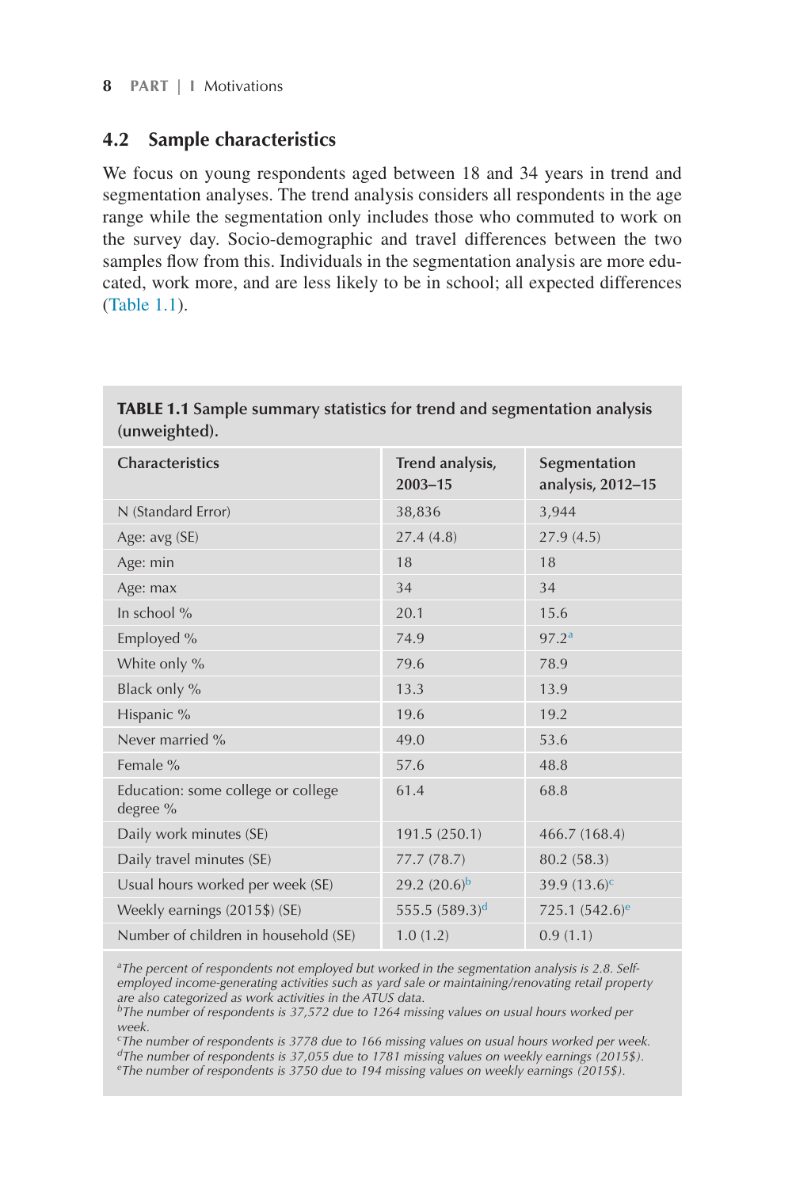## 4.2 Sample characteristics

We focus on young respondents aged between 18 and 34 years in trend and segmentation analyses. The trend analysis considers all respondents in the age range while the segmentation only includes those who commuted to work on the survey day. Socio-demographic and travel differences between the two samples flow from this. Individuals in the segmentation analysis are more educated, work more, and are less likely to be in school; all expected differences (Table 1.1).

**TABLE 1.1 Sample summary statistics for trend and segmentation analysis (unweighted).**

| Characteristics | Trend analysis, 2003–15 | Segmentation analysis, 2012–15 |
|---|---|---|
| N (Standard Error) | 38,836 | 3,944 |
| Age: avg (SE) | 27.4 (4.8) | 27.9 (4.5) |
| Age: min | 18 | 18 |
| Age: max | 34 | 34 |
| In school % | 20.1 | 15.6 |
| Employed % | 74.9 | 97.2[a] |
| White only % | 79.6 | 78.9 |
| Black only % | 13.3 | 13.9 |
| Hispanic % | 19.6 | 19.2 |
| Never married % | 49.0 | 53.6 |
| Female % | 57.6 | 48.8 |
| Education: some college or college degree % | 61.4 | 68.8 |
| Daily work minutes (SE) | 191.5 (250.1) | 466.7 (168.4) |
| Daily travel minutes (SE) | 77.7 (78.7) | 80.2 (58.3) |
| Usual hours worked per week (SE) | 29.2 (20.6)[b] | 39.9 (13.6)[c] |
| Weekly earnings (2015$) (SE) | 555.5 (589.3)[d] | 725.1 (542.6)[e] |
| Number of children in household (SE) | 1.0 (1.2) | 0.9 (1.1) |

[a] *The percent of respondents not employed but worked in the segmentation analysis is 2.8. Self-employed income-generating activities such as yard sale or maintaining/renovating retail property are also categorized as work activities in the ATUS data.*
[b] *The number of respondents is 37,572 due to 1264 missing values on usual hours worked per week.*
[c] *The number of respondents is 3778 due to 166 missing values on usual hours worked per week.*
[d] *The number of respondents is 37,055 due to 1781 missing values on weekly earnings (2015$).*
[e] *The number of respondents is 3750 due to 194 missing values on weekly earnings (2015$).*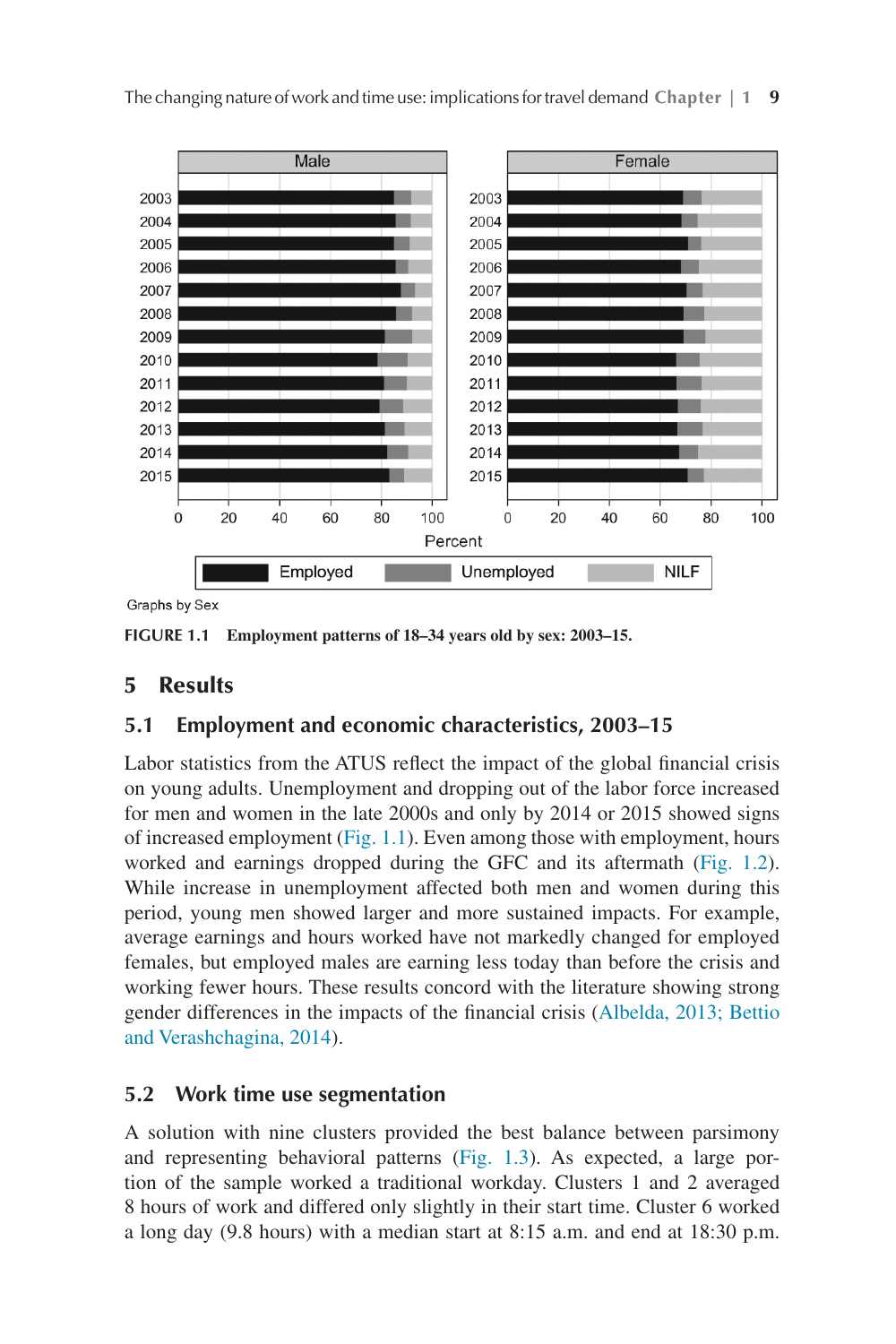Male

Female

2003
2004
2005
2006
2007
2008
2009
2010
2011
2012
2013
2014
2015

0 20 40 60 80 100

Percent

Employed Unemployed NILF

Graphs by Sex

**FIGURE 1.1 Employment patterns of 18–34 years old by sex: 2003–15.**

# 5 Results

## 5.1 Employment and economic characteristics, 2003–15

Labor statistics from the ATUS reflect the impact of the global financial crisis on young adults. Unemployment and dropping out of the labor force increased for men and women in the late 2000s and only by 2014 or 2015 showed signs of increased employment (Fig. 1.1). Even among those with employment, hours worked and earnings dropped during the GFC and its aftermath (Fig. 1.2). While increase in unemployment affected both men and women during this period, young men showed larger and more sustained impacts. For example, average earnings and hours worked have not markedly changed for employed females, but employed males are earning less today than before the crisis and working fewer hours. These results concord with the literature showing strong gender differences in the impacts of the financial crisis (Albelda, 2013; Bettio and Verashchagina, 2014).

## 5.2 Work time use segmentation

A solution with nine clusters provided the best balance between parsimony and representing behavioral patterns (Fig. 1.3). As expected, a large portion of the sample worked a traditional workday. Clusters 1 and 2 averaged 8 hours of work and differed only slightly in their start time. Cluster 6 worked a long day (9.8 hours) with a median start at 8:15 a.m. and end at 18:30 p.m.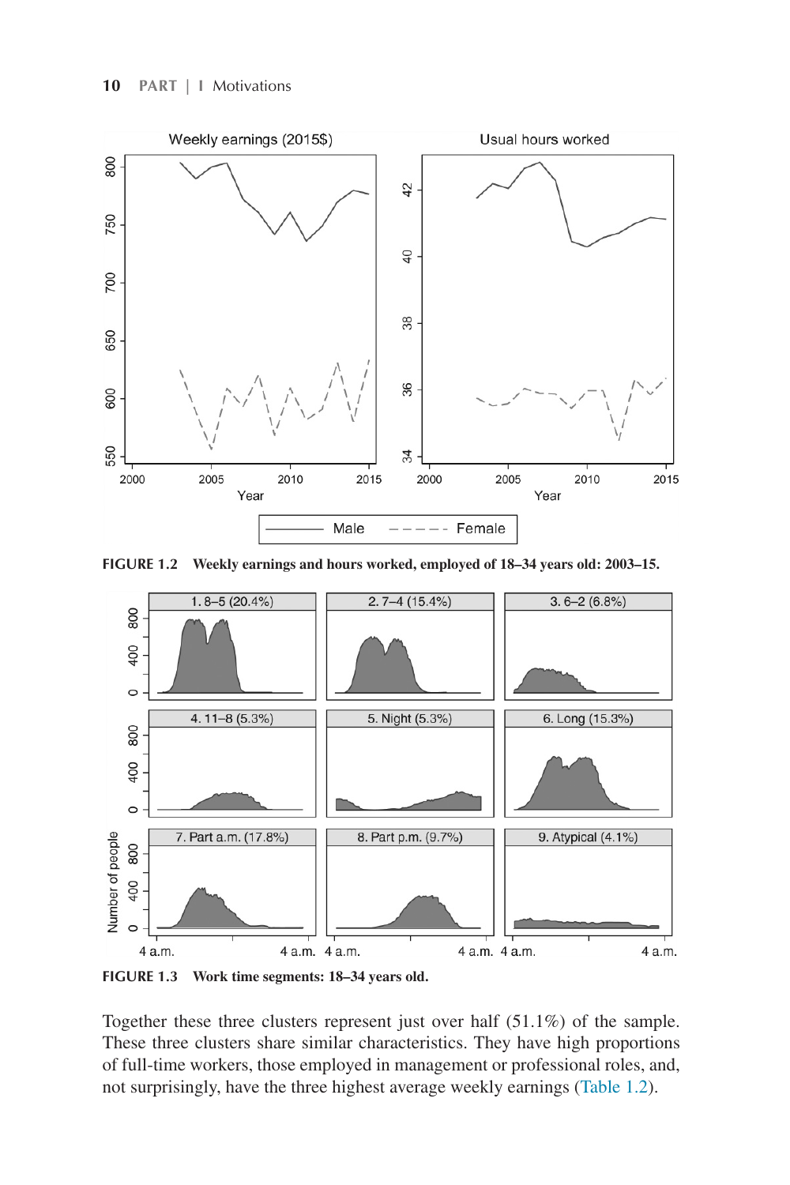Weekly earnings (2015$)

800
750
700
650
600
550

2000 2005 2010 2015

Year

Usual hours worked

42
40
38
36
34

2000 2005 2010 2015

Year

Male Female

**FIGURE 1.2 Weekly earnings and hours worked, employed of 18–34 years old: 2003–15.**

1. 8–5 (20.4%)

2. 7–4 (15.4%)

3. 6–2 (6.8%)

4. 11–8 (5.3%)

5. Night (5.3%)

6. Long (15.3%)

7. Part a.m. (17.8%)

8. Part p.m. (9.7%)

9. Atypical (4.1%)

Number of people

0 400 800

4 a.m. 4 a.m. 4 a.m. 4 a.m. 4 a.m. 4 a.m.

**FIGURE 1.3 Work time segments: 18–34 years old.**

Together these three clusters represent just over half (51.1%) of the sample. These three clusters share similar characteristics. They have high proportions of full-time workers, those employed in management or professional roles, and, not surprisingly, have the three highest average weekly earnings (Table 1.2).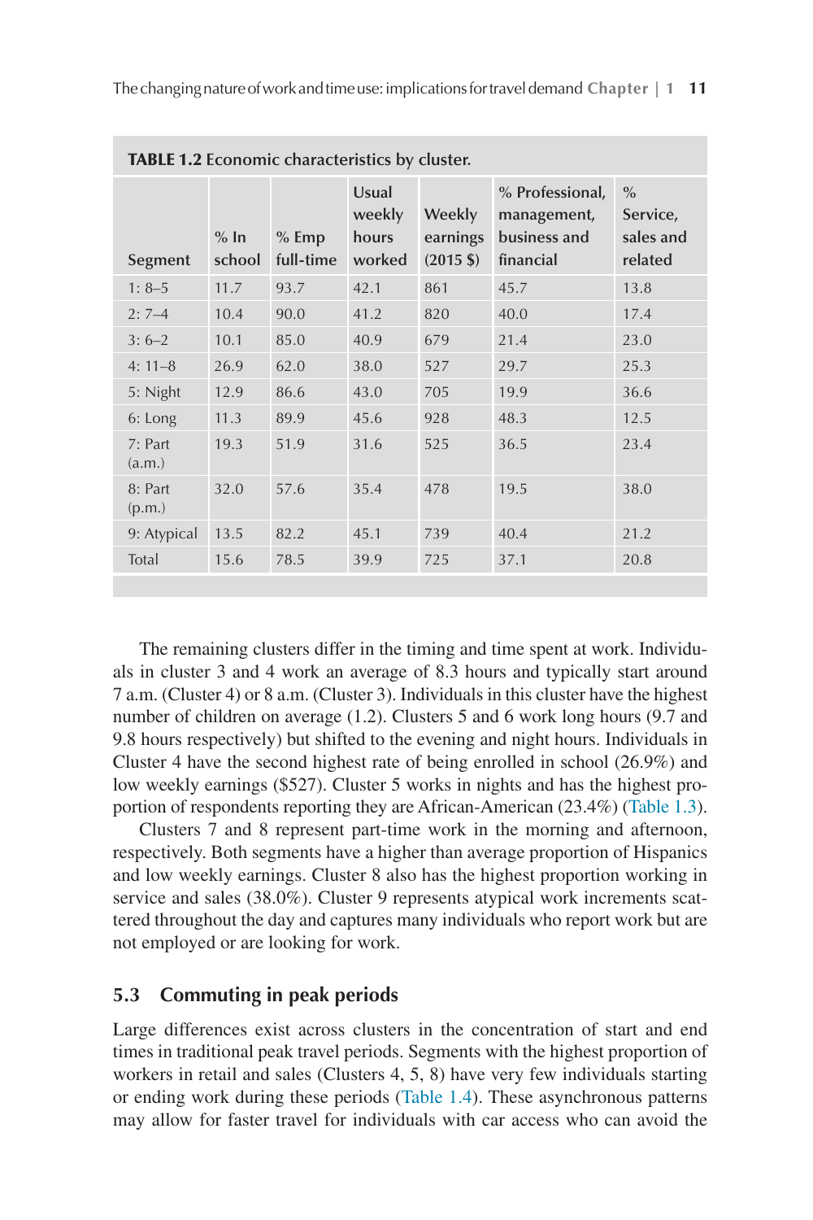**TABLE 1.2** Economic characteristics by cluster.

| Segment | % In school | % Emp full-time | Usual weekly hours worked | Weekly earnings (2015 $) | % Professional, management, business and financial | % Service, sales and related |
|---|---|---|---|---|---|---|
| 1: 8–5 | 11.7 | 93.7 | 42.1 | 861 | 45.7 | 13.8 |
| 2: 7–4 | 10.4 | 90.0 | 41.2 | 820 | 40.0 | 17.4 |
| 3: 6–2 | 10.1 | 85.0 | 40.9 | 679 | 21.4 | 23.0 |
| 4: 11–8 | 26.9 | 62.0 | 38.0 | 527 | 29.7 | 25.3 |
| 5: Night | 12.9 | 86.6 | 43.0 | 705 | 19.9 | 36.6 |
| 6: Long | 11.3 | 89.9 | 45.6 | 928 | 48.3 | 12.5 |
| 7: Part (a.m.) | 19.3 | 51.9 | 31.6 | 525 | 36.5 | 23.4 |
| 8: Part (p.m.) | 32.0 | 57.6 | 35.4 | 478 | 19.5 | 38.0 |
| 9: Atypical | 13.5 | 82.2 | 45.1 | 739 | 40.4 | 21.2 |
| Total | 15.6 | 78.5 | 39.9 | 725 | 37.1 | 20.8 |

The remaining clusters differ in the timing and time spent at work. Individuals in cluster 3 and 4 work an average of 8.3 hours and typically start around 7 a.m. (Cluster 4) or 8 a.m. (Cluster 3). Individuals in this cluster have the highest number of children on average (1.2). Clusters 5 and 6 work long hours (9.7 and 9.8 hours respectively) but shifted to the evening and night hours. Individuals in Cluster 4 have the second highest rate of being enrolled in school (26.9%) and low weekly earnings ($527). Cluster 5 works in nights and has the highest proportion of respondents reporting they are African-American (23.4%) (Table 1.3).

Clusters 7 and 8 represent part-time work in the morning and afternoon, respectively. Both segments have a higher than average proportion of Hispanics and low weekly earnings. Cluster 8 also has the highest proportion working in service and sales (38.0%). Cluster 9 represents atypical work increments scattered throughout the day and captures many individuals who report work but are not employed or are looking for work.

## 5.3 Commuting in peak periods

Large differences exist across clusters in the concentration of start and end times in traditional peak travel periods. Segments with the highest proportion of workers in retail and sales (Clusters 4, 5, 8) have very few individuals starting or ending work during these periods (Table 1.4). These asynchronous patterns may allow for faster travel for individuals with car access who can avoid the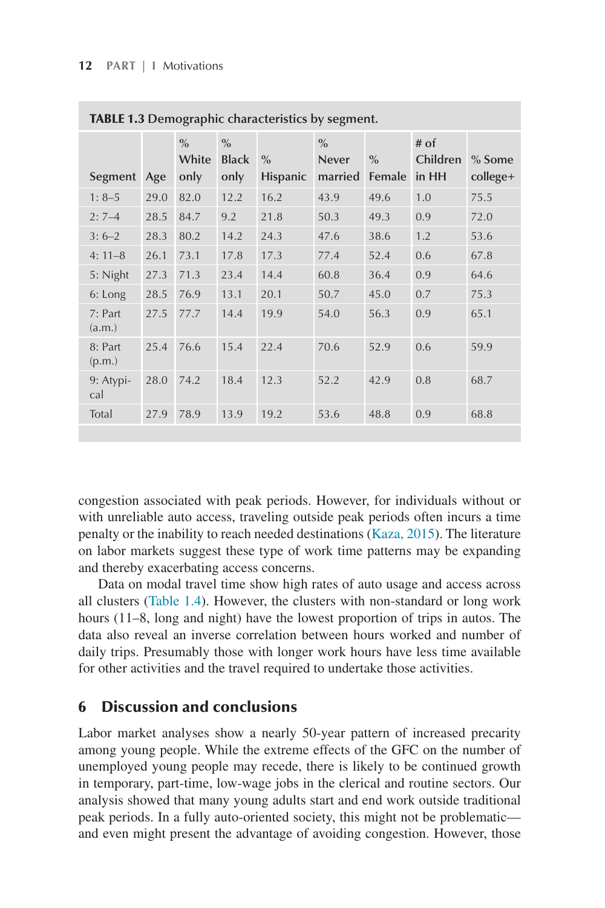**TABLE 1.3** Demographic characteristics by segment.

| Segment | Age | % White only | % Black only | % Hispanic | % Never married | % Female | # of Children in HH | % Some college+ |
|---|---|---|---|---|---|---|---|---|
| 1: 8–5 | 29.0 | 82.0 | 12.2 | 16.2 | 43.9 | 49.6 | 1.0 | 75.5 |
| 2: 7–4 | 28.5 | 84.7 | 9.2 | 21.8 | 50.3 | 49.3 | 0.9 | 72.0 |
| 3: 6–2 | 28.3 | 80.2 | 14.2 | 24.3 | 47.6 | 38.6 | 1.2 | 53.6 |
| 4: 11–8 | 26.1 | 73.1 | 17.8 | 17.3 | 77.4 | 52.4 | 0.6 | 67.8 |
| 5: Night | 27.3 | 71.3 | 23.4 | 14.4 | 60.8 | 36.4 | 0.9 | 64.6 |
| 6: Long | 28.5 | 76.9 | 13.1 | 20.1 | 50.7 | 45.0 | 0.7 | 75.3 |
| 7: Part (a.m.) | 27.5 | 77.7 | 14.4 | 19.9 | 54.0 | 56.3 | 0.9 | 65.1 |
| 8: Part (p.m.) | 25.4 | 76.6 | 15.4 | 22.4 | 70.6 | 52.9 | 0.6 | 59.9 |
| 9: Atypical | 28.0 | 74.2 | 18.4 | 12.3 | 52.2 | 42.9 | 0.8 | 68.7 |
| Total | 27.9 | 78.9 | 13.9 | 19.2 | 53.6 | 48.8 | 0.9 | 68.8 |

congestion associated with peak periods. However, for individuals without or with unreliable auto access, traveling outside peak periods often incurs a time penalty or the inability to reach needed destinations (Kaza, 2015). The literature on labor markets suggest these type of work time patterns may be expanding and thereby exacerbating access concerns.

Data on modal travel time show high rates of auto usage and access across all clusters (Table 1.4). However, the clusters with non-standard or long work hours (11–8, long and night) have the lowest proportion of trips in autos. The data also reveal an inverse correlation between hours worked and number of daily trips. Presumably those with longer work hours have less time available for other activities and the travel required to undertake those activities.

## 6 Discussion and conclusions

Labor market analyses show a nearly 50-year pattern of increased precarity among young people. While the extreme effects of the GFC on the number of unemployed young people may recede, there is likely to be continued growth in temporary, part-time, low-wage jobs in the clerical and routine sectors. Our analysis showed that many young adults start and end work outside traditional peak periods. In a fully auto-oriented society, this might not be problematic—and even might present the advantage of avoiding congestion. However, those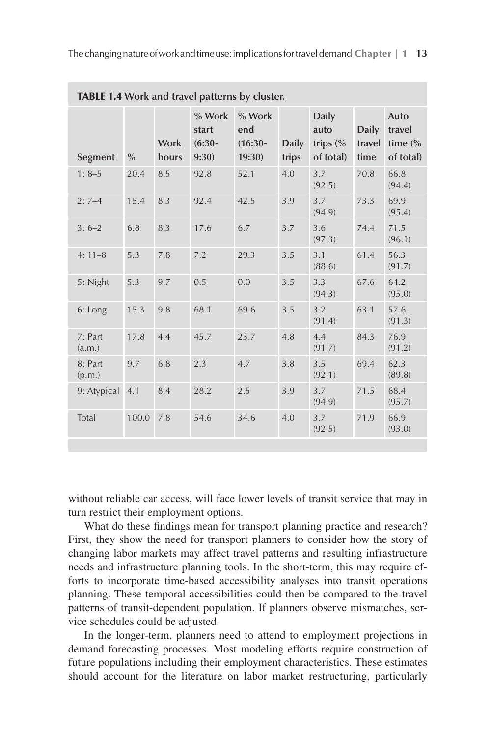**TABLE 1.4 Work and travel patterns by cluster.**

| Segment | % | Work hours | % Work start (6:30-9:30) | % Work end (16:30-19:30) | Daily trips | Daily auto trips (% of total) | Daily travel time | Auto travel time (% of total) |
|---|---|---|---|---|---|---|---|---|
| 1: 8–5 | 20.4 | 8.5 | 92.8 | 52.1 | 4.0 | 3.7 (92.5) | 70.8 | 66.8 (94.4) |
| 2: 7–4 | 15.4 | 8.3 | 92.4 | 42.5 | 3.9 | 3.7 (94.9) | 73.3 | 69.9 (95.4) |
| 3: 6–2 | 6.8 | 8.3 | 17.6 | 6.7 | 3.7 | 3.6 (97.3) | 74.4 | 71.5 (96.1) |
| 4: 11–8 | 5.3 | 7.8 | 7.2 | 29.3 | 3.5 | 3.1 (88.6) | 61.4 | 56.3 (91.7) |
| 5: Night | 5.3 | 9.7 | 0.5 | 0.0 | 3.5 | 3.3 (94.3) | 67.6 | 64.2 (95.0) |
| 6: Long | 15.3 | 9.8 | 68.1 | 69.6 | 3.5 | 3.2 (91.4) | 63.1 | 57.6 (91.3) |
| 7: Part (a.m.) | 17.8 | 4.4 | 45.7 | 23.7 | 4.8 | 4.4 (91.7) | 84.3 | 76.9 (91.2) |
| 8: Part (p.m.) | 9.7 | 6.8 | 2.3 | 4.7 | 3.8 | 3.5 (92.1) | 69.4 | 62.3 (89.8) |
| 9: Atypical | 4.1 | 8.4 | 28.2 | 2.5 | 3.9 | 3.7 (94.9) | 71.5 | 68.4 (95.7) |
| Total | 100.0 | 7.8 | 54.6 | 34.6 | 4.0 | 3.7 (92.5) | 71.9 | 66.9 (93.0) |

without reliable car access, will face lower levels of transit service that may in turn restrict their employment options.

What do these findings mean for transport planning practice and research? First, they show the need for transport planners to consider how the story of changing labor markets may affect travel patterns and resulting infrastructure needs and infrastructure planning tools. In the short-term, this may require efforts to incorporate time-based accessibility analyses into transit operations planning. These temporal accessibilities could then be compared to the travel patterns of transit-dependent population. If planners observe mismatches, service schedules could be adjusted.

In the longer-term, planners need to attend to employment projections in demand forecasting processes. Most modeling efforts require construction of future populations including their employment characteristics. These estimates should account for the literature on labor market restructuring, particularly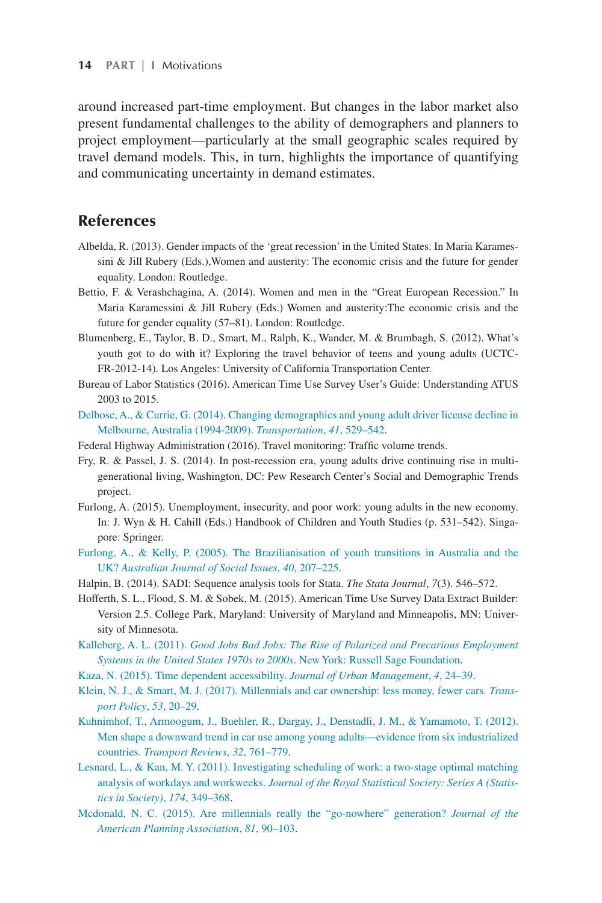around increased part-time employment. But changes in the labor market also present fundamental challenges to the ability of demographers and planners to project employment—particularly at the small geographic scales required by travel demand models. This, in turn, highlights the importance of quantifying and communicating uncertainty in demand estimates.

## References

Albelda, R. (2013). Gender impacts of the 'great recession' in the United States. In Maria Karamessini & Jill Rubery (Eds.),Women and austerity: The economic crisis and the future for gender equality. London: Routledge.

Bettio, F. & Verashchagina, A. (2014). Women and men in the "Great European Recession." In Maria Karamessini & Jill Rubery (Eds.) Women and austerity:The economic crisis and the future for gender equality (57–81). London: Routledge.

Blumenberg, E., Taylor, B. D., Smart, M., Ralph, K., Wander, M. & Brumbagh, S. (2012). What's youth got to do with it? Exploring the travel behavior of teens and young adults (UCTC-FR-2012-14). Los Angeles: University of California Transportation Center.

Bureau of Labor Statistics (2016). American Time Use Survey User's Guide: Understanding ATUS 2003 to 2015.

Delbosc, A., & Currie, G. (2014). Changing demographics and young adult driver license decline in Melbourne, Australia (1994-2009). *Transportation*, *41*, 529–542.

Federal Highway Administration (2016). Travel monitoring: Traffic volume trends.

Fry, R. & Passel, J. S. (2014). In post-recession era, young adults drive continuing rise in multi-generational living, Washington, DC: Pew Research Center's Social and Demographic Trends project.

Furlong, A. (2015). Unemployment, insecurity, and poor work: young adults in the new economy. In: J. Wyn & H. Cahill (Eds.) Handbook of Children and Youth Studies (p. 531–542). Singapore: Springer.

Furlong, A., & Kelly, P. (2005). The Brazilianisation of youth transitions in Australia and the UK? *Australian Journal of Social Issues*, *40*, 207–225.

Halpin, B. (2014). SADI: Sequence analysis tools for Stata. *The Stata Journal*, *7*(3). 546–572.

Hofferth, S. L., Flood, S. M. & Sobek, M. (2015). American Time Use Survey Data Extract Builder: Version 2.5. College Park, Maryland: University of Maryland and Minneapolis, MN: University of Minnesota.

Kalleberg, A. L. (2011). *Good Jobs Bad Jobs: The Rise of Polarized and Precarious Employment Systems in the United States 1970s to 2000s*. New York: Russell Sage Foundation.

Kaza, N. (2015). Time dependent accessibility. *Journal of Urban Management*, *4*, 24–39.

Klein, N. J., & Smart, M. J. (2017). Millennials and car ownership: less money, fewer cars. *Transport Policy*, *53*, 20–29.

Kuhnimhof, T., Armoogum, J., Buehler, R., Dargay, J., Denstadli, J. M., & Yamamoto, T. (2012). Men shape a downward trend in car use among young adults—evidence from six industrialized countries. *Transport Reviews*, *32*, 761–779.

Lesnard, L., & Kan, M. Y. (2011). Investigating scheduling of work: a two-stage optimal matching analysis of workdays and workweeks. *Journal of the Royal Statistical Society: Series A (Statistics in Society)*, *174*, 349–368.

Mcdonald, N. C. (2015). Are millennials really the "go-nowhere" generation? *Journal of the American Planning Association*, *81*, 90–103.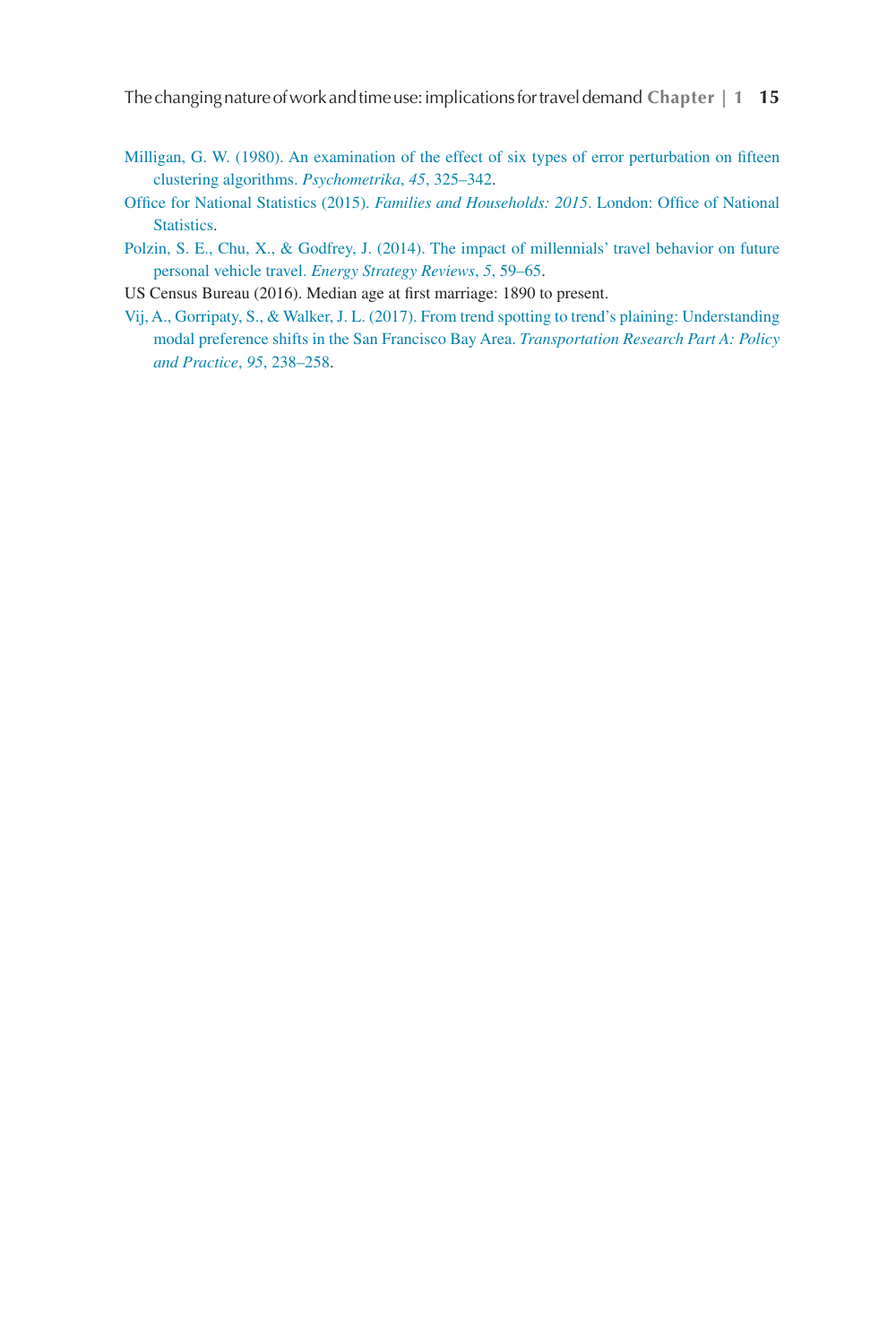Milligan, G. W. (1980). An examination of the effect of six types of error perturbation on fifteen clustering algorithms. *Psychometrika*, *45*, 325–342.

Office for National Statistics (2015). *Families and Households: 2015*. London: Office of National Statistics.

Polzin, S. E., Chu, X., & Godfrey, J. (2014). The impact of millennials' travel behavior on future personal vehicle travel. *Energy Strategy Reviews*, *5*, 59–65.

US Census Bureau (2016). Median age at first marriage: 1890 to present.

Vij, A., Gorripaty, S., & Walker, J. L. (2017). From trend spotting to trend's plaining: Understanding modal preference shifts in the San Francisco Bay Area. *Transportation Research Part A: Policy and Practice*, *95*, 238–258.